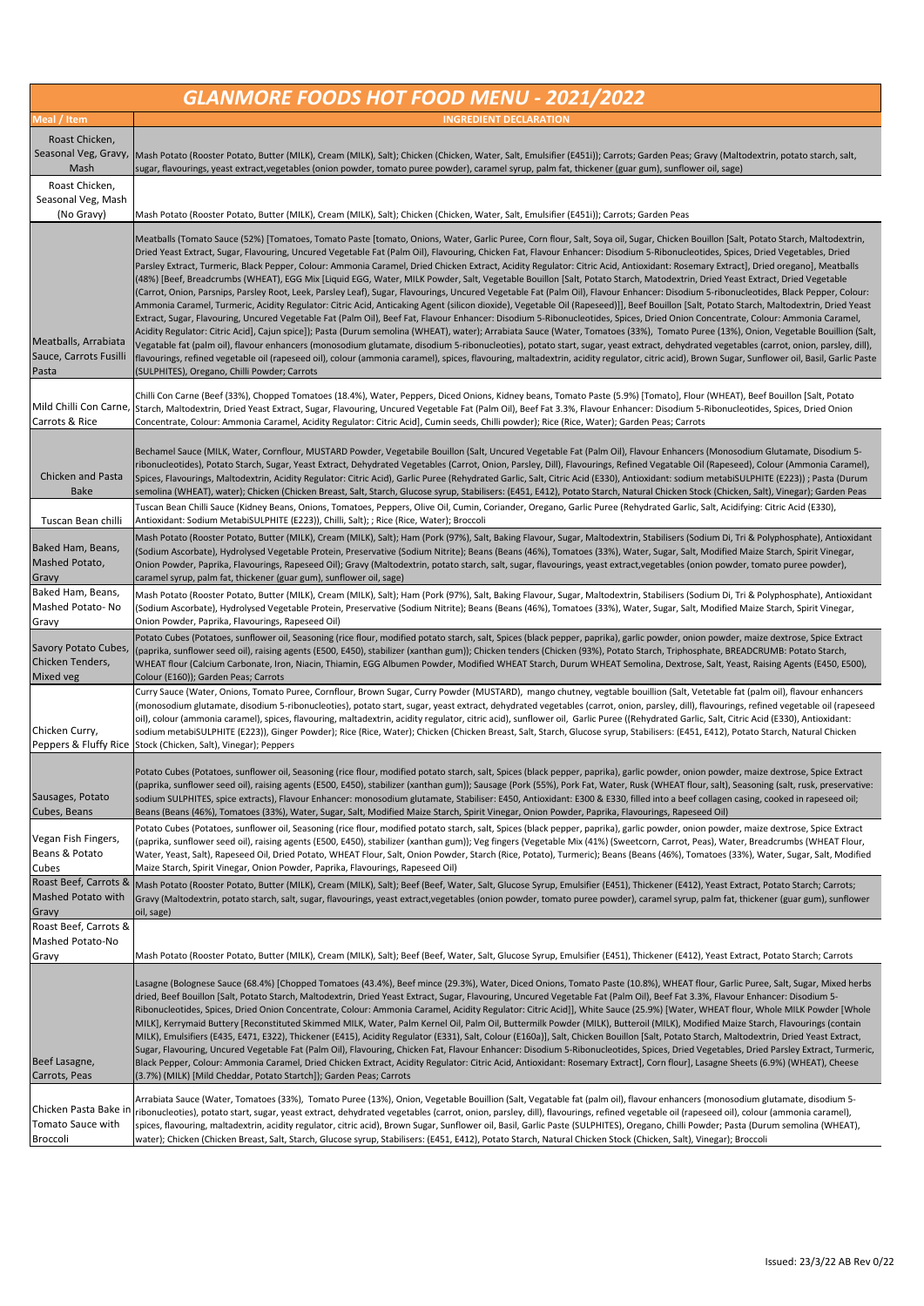# GLANMORE FOODS HOT FOOD MENU - 2021/2022

| Meal / Item | INGREDIENT DECLARATION |
|---|---|
| Roast Chicken, Seasonal Veg, Gravy, Mash | Mash Potato (Rooster Potato, Butter (MILK), Cream (MILK), Salt); Chicken (Chicken, Water, Salt, Emulsifier (E451i)); Carrots; Garden Peas; Gravy (Maltodextrin, potato starch, salt, sugar, flavourings, yeast extract,vegetables (onion powder, tomato puree powder), caramel syrup, palm fat, thickener (guar gum), sunflower oil, sage) |
| Roast Chicken, Seasonal Veg, Mash (No Gravy) | Mash Potato (Rooster Potato, Butter (MILK), Cream (MILK), Salt); Chicken (Chicken, Water, Salt, Emulsifier (E451i)); Carrots; Garden Peas |
| Meatballs, Arrabiata Sauce, Carrots Fusilli Pasta | Meatballs (Tomato Sauce (52%) [Tomatoes, Tomato Paste [tomato, Onions, Water, Garlic Puree, Corn flour, Salt, Soya oil, Sugar, Chicken Bouillon [Salt, Potato Starch, Maltodextrin, Dried Yeast Extract, Sugar, Flavouring, Uncured Vegetable Fat (Palm Oil), Flavouring, Chicken Fat, Flavour Enhancer: Disodium 5-Ribonucleotides, Spices, Dried Vegetables, Dried Parsley Extract, Turmeric, Black Pepper, Colour: Ammonia Caramel, Dried Chicken Extract, Acidity Regulator: Citric Acid, Antioxidant: Rosemary Extract], Dried oregano], Meatballs (48%) [Beef, Breadcrumbs (WHEAT), EGG Mix [Liquid EGG, Water, MILK Powder, Salt, Vegetable Bouillon [Salt, Potato Starch, Matodextrin, Dried Yeast Extract, Dried Vegetable (Carrot, Onion, Parsnips, Parsley Root, Leek, Parsley Leaf), Sugar, Flavourings, Uncured Vegetable Fat (Palm Oil), Flavour Enhancer: Disodium 5-ribonucleotides, Black Pepper, Colour: Ammonia Caramel, Turmeric, Acidity Regulator: Citric Acid, Anticaking Agent (silicon dioxide), Vegetable Oil (Rapeseed)]], Beef Bouillon [Salt, Potato Starch, Maltodextrin, Dried Yeast Extract, Sugar, Flavouring, Uncured Vegetable Fat (Palm Oil), Beef Fat, Flavour Enhancer: Disodium 5-Ribonucleotides, Spices, Dried Onion Concentrate, Colour: Ammonia Caramel, Acidity Regulator: Citric Acid], Cajun spice]); Pasta (Durum semolina (WHEAT), water); Arrabiata Sauce (Water, Tomatoes (33%), Tomato Puree (13%), Onion, Vegetable Bouillion (Salt, Vegatable fat (palm oil), flavour enhancers (monosodium glutamate, disodium 5-ribonucleotides), potato start, sugar, yeast extract, dehydrated vegetables (carrot, onion, parsley, dill), flavourings, refined vegetable oil (rapeseed oil), colour (ammonia caramel), spices, flavouring, maltadextrin, acidity regulator, citric acid), Brown Sugar, Sunflower oil, Basil, Garlic Paste (SULPHITES), Oregano, Chilli Powder; Carrots |
| Mild Chilli Con Carne, Carrots & Rice | Chilli Con Carne (Beef (33%), Chopped Tomatoes (18.4%), Water, Peppers, Diced Onions, Kidney beans, Tomato Paste (5.9%) [Tomato], Flour (WHEAT), Beef Bouillon [Salt, Potato Starch, Maltodextrin, Dried Yeast Extract, Sugar, Flavouring, Uncured Vegetable Fat (Palm Oil), Beef Fat 3.3%, Flavour Enhancer: Disodium 5-Ribonucleotides, Spices, Dried Onion Concentrate, Colour: Ammonia Caramel, Acidity Regulator: Citric Acid], Cumin seeds, Chilli powder); Rice (Rice, Water); Garden Peas; Carrots |
| Chicken and Pasta Bake | Bechamel Sauce (MILK, Water, Cornflour, MUSTARD Powder, Vegetabile Bouillon (Salt, Uncured Vegetable Fat (Palm Oil), Flavour Enhancers (Monosodium Glutamate, Disodium 5-ribonucleotides), Potato Starch, Sugar, Yeast Extract, Dehydrated Vegetables (Carrot, Onion, Parsley, Dill), Flavourings, Refined Vegetable Oil (Rapeseed), Colour (Ammonia Caramel), Spices, Flavourings, Maltodextrin, Acidity Regulator: Citric Acid), Garlic Puree (Rehydrated Garlic, Salt, Citric Acid (E330), Antioxidant: sodium metabiSULPHITE (E223)) ; Pasta (Durum semolina (WHEAT), water); Chicken (Chicken Breast, Salt, Starch, Glucose syrup, Stabilisers: (E451, E412), Potato Starch, Natural Chicken Stock (Chicken, Salt), Vinegar); Garden Peas |
| Tuscan Bean chilli | Tuscan Bean Chilli Sauce (Kidney Beans, Onions, Tomatoes, Peppers, Olive Oil, Cumin, Coriander, Oregano, Garlic Puree (Rehydrated Garlic, Salt, Acidifying: Citric Acid (E330), Antioxidant: Sodium MetabiSULPHITE (E223)), Chilli, Salt); ; Rice (Rice, Water); Broccoli |
| Baked Ham, Beans, Mashed Potato, Gravy | Mash Potato (Rooster Potato, Butter (MILK), Cream (MILK), Salt); Ham (Pork (97%), Salt, Baking Flavour, Sugar, Maltodextrin, Stabilisers (Sodium Di, Tri & Polyphosphate), Antioxidant (Sodium Ascorbate), Hydrolysed Vegetable Protein, Preservative (Sodium Nitrite); Beans (Beans (46%), Tomatoes (33%), Water, Sugar, Salt, Modified Maize Starch, Spirit Vinegar, Onion Powder, Paprika, Flavourings, Rapeseed Oil); Gravy (Maltodextrin, potato starch, salt, sugar, flavourings, yeast extract,vegetables (onion powder, tomato puree powder), caramel syrup, palm fat, thickener (guar gum), sunflower oil, sage) |
| Baked Ham, Beans, Mashed Potato- No Gravy | Mash Potato (Rooster Potato, Butter (MILK), Cream (MILK), Salt); Ham (Pork (97%), Salt, Baking Flavour, Sugar, Maltodextrin, Stabilisers (Sodium Di, Tri & Polyphosphate), Antioxidant (Sodium Ascorbate), Hydrolysed Vegetable Protein, Preservative (Sodium Nitrite); Beans (Beans (46%), Tomatoes (33%), Water, Sugar, Salt, Modified Maize Starch, Spirit Vinegar, Onion Powder, Paprika, Flavourings, Rapeseed Oil) |
| Savory Potato Cubes, Chicken Tenders, Mixed veg | Potato Cubes (Potatoes, sunflower oil, Seasoning (rice flour, modified potato starch, salt, Spices (black pepper, paprika), garlic powder, onion powder, maize dextrose, Spice Extract (paprika, sunflower seed oil), raising agents (E500, E450), stabilizer (xanthan gum)); Chicken tenders (Chicken (93%), Potato Starch, Triphosphate, BREADCRUMB: Potato Starch, WHEAT flour (Calcium Carbonate, Iron, Niacin, Thiamin, EGG Albumen Powder, Modified WHEAT Starch, Durum WHEAT Semolina, Dextrose, Salt, Yeast, Raising Agents (E450, E500), Colour (E160)); Garden Peas; Carrots |
| Chicken Curry, Peppers & Fluffy Rice | Curry Sauce (Water, Onions, Tomato Puree, Cornflour, Brown Sugar, Curry Powder (MUSTARD), mango chutney, vegtable bouillion (Salt, Vetetable fat (palm oil), flavour enhancers (monosodium glutamate, disodium 5-ribonucleoties), potato start, sugar, yeast extract, dehydrated vegetables (carrot, onion, parsley, dill), flavourings, refined vegetable oil (rapeseed oil), colour (ammonia caramel), spices, flavouring, maltadextrin, acidity regulator, citric acid), sunflower oil, Garlic Puree ((Rehydrated Garlic, Salt, Citric Acid (E330), Antioxidant: sodium metabiSULPHITE (E223)), Ginger Powder); Rice (Rice, Water); Chicken (Chicken Breast, Salt, Starch, Glucose syrup, Stabilisers: (E451, E412), Potato Starch, Natural Chicken Stock (Chicken, Salt), Vinegar); Peppers |
| Sausages, Potato Cubes, Beans | Potato Cubes (Potatoes, sunflower oil, Seasoning (rice flour, modified potato starch, salt, Spices (black pepper, paprika), garlic powder, onion powder, maize dextrose, Spice Extract (paprika, sunflower seed oil), raising agents (E500, E450), stabilizer (xanthan gum)); Sausage (Pork (55%), Pork Fat, Water, Rusk (WHEAT flour, salt), Seasoning (salt, rusk, preservative: sodium metabiSULPHITES, spice extracts), Flavour Enhancer: monosodium glutamate, Stabiliser: E450, Antioxidant: E300 & E330, filled into a beef collagen casing, cooked in rapeseed oil; Beans (Beans (46%), Tomatoes (33%), Water, Sugar, Salt, Modified Maize Starch, Spirit Vinegar, Onion Powder, Paprika, Flavourings, Rapeseed Oil) |
| Vegan Fish Fingers, Beans & Potato Cubes | Potato Cubes (Potatoes, sunflower oil, Seasoning (rice flour, modified potato starch, salt, Spices (black pepper, paprika), garlic powder, onion powder, maize dextrose, Spice Extract (paprika, sunflower seed oil), raising agents (E500, E450), stabilizer (xanthan gum)); Veg fingers (Vegetable Mix (41%) (Sweetcorn, Carrot, Peas), Water, Breadcrumbs (WHEAT Flour, Water, Yeast, Salt), Rapeseed Oil, Dried Potato, WHEAT Flour, Salt, Onion Powder, Starch (Rice, Potato), Turmeric); Beans (Beans (46%), Tomatoes (33%), Water, Sugar, Salt, Modified Maize Starch, Spirit Vinegar, Onion Powder, Paprika, Flavourings, Rapeseed Oil) |
| Roast Beef, Carrots & Mashed Potato with Gravy | Mash Potato (Rooster Potato, Butter (MILK), Cream (MILK), Salt); Beef (Beef, Water, Salt, Glucose Syrup, Emulsifier (E451), Thickener (E412), Yeast Extract, Potato Starch; Carrots; Gravy (Maltodextrin, potato starch, salt, sugar, flavourings, yeast extract,vegetables (onion powder, tomato puree powder), caramel syrup, palm fat, thickener (guar gum), sunflower oil, sage) |
| Roast Beef, Carrots & Mashed Potato-No Gravy | Mash Potato (Rooster Potato, Butter (MILK), Cream (MILK), Salt); Beef (Beef, Water, Salt, Glucose Syrup, Emulsifier (E451), Thickener (E412), Yeast Extract, Potato Starch; Carrots |
| Beef Lasagne, Carrots, Peas | Lasagne (Bolognese Sauce (68.4%) [Chopped Tomatoes (43.4%), Beef mince (29.3%), Water, Diced Onions, Tomato Paste (10.8%), WHEAT flour, Garlic Puree, Salt, Sugar, Mixed herbs dried, Beef Bouillon [Salt, Potato Starch, Maltodextrin, Dried Yeast Extract, Sugar, Flavouring, Uncured Vegetable Fat (Palm Oil), Beef Fat 3.3%, Flavour Enhancer: Disodium 5-Ribonucleotides, Spices, Dried Onion Concentrate, Colour: Ammonia Caramel, Acidity Regulator: Citric Acid]], White Sauce (25.9%) [Water, WHEAT flour, MILK Powder [Whole MILK], Kerrymaid Buttery [Reconstituted Skimmed MILK, Water, Palm Kernel Oil, Palm Oil, Buttermilk Powder (MILK), Butteroil (MILK), Modified Maize Starch, Flavourings (contain MILK), Emulsifiers (E435, E471, E322), Thickener (E415), Acidity Regulator (E331), Salt, Colour (E160a)], Salt, Chicken Bouillon [Salt, Potato Starch, Maltodextrin, Dried Yeast Extract, Sugar, Flavouring, Uncured Vegetable Fat (Palm Oil), Flavouring, Chicken Fat, Flavour Enhancer: Disodium 5-Ribonucleotides, Spices, Dried Vegetables, Dried Parsley Extract, Turmeric, Black Pepper, Colour: Ammonia Caramel, Dried Chicken Extract, Acidity Regulator: Citric Acid, Antioxidant: Rosemary Extract], Corn flour], Lasagne Sheets (6.9%) (WHEAT), Cheese (3.7%) (MILK) [Mild Cheddar, Potato Starch]]; Garden Peas; Carrots |
| Chicken Pasta Bake in Tomato Sauce with Broccoli | Arrabiata Sauce (Water, Tomatoes (33%), Tomato Puree (13%), Onion, Vegetable Bouillion (Salt, Vegatable fat (palm oil), flavour enhancers (monosodium glutamate, disodium 5-ribonucleoties), potato start, sugar, yeast extract, dehydrated vegetables (carrot, onion, parsley, dill), flavourings, refined vegetable oil (rapeseed oil), colour (ammonia caramel), spices, flavouring, maltadextrin, acidity regulator, citric acid), Brown Sugar, Sunflower oil, Basil, Garlic Paste (SULPHITES), Oregano, Chilli Powder; Pasta (Durum semolina (WHEAT), water); Chicken (Chicken Breast, Salt, Starch, Glucose syrup, Stabilisers: (E451, E412), Potato Starch, Natural Chicken Stock (Chicken, Salt), Vinegar); Broccoli |

Issued: 23/3/22 AB Rev 0/22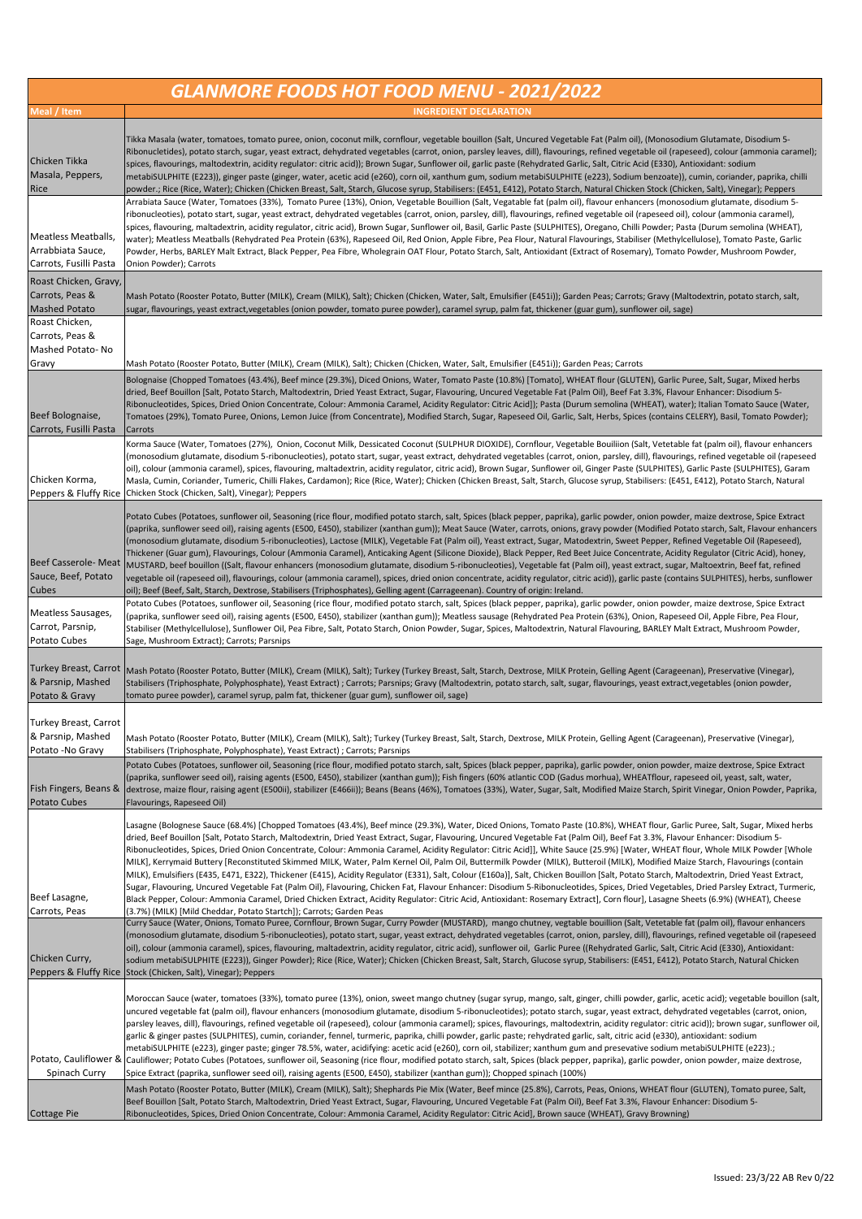# GLANMORE FOODS HOT FOOD MENU - 2021/2022

| Meal / Item | INGREDIENT DECLARATION |
|---|---|
| Chicken Tikka Masala, Peppers, Rice | Tikka Masala (water, tomatoes, tomato puree, onion, coconut milk, cornflour, vegetable bouillon (Salt, Uncured Vegetable Fat (Palm oil), (Monosodium Glutamate, Disodium 5-Ribonucletides), potato starch, sugar, yeast extract, dehydrated vegetables (carrot, onion, parsley leaves, dill), flavourings, refined vegetable oil (rapeseed), colour (ammonia caramel); spices, flavourings, maltodextrin, acidity regulator: citric acid)); Brown Sugar, Sunflower oil, garlic paste (Rehydrated Garlic, Salt, Citric Acid (E330), Antioxidant: sodium metabiSULPHITE (E223)), ginger paste (ginger, water, acetic acid (e260), corn oil, xanthum gum, sodium metabiSULPHITE (e223), Sodium benzoate)), cumin, coriander, paprika, chilli powder.; Rice (Rice, Water); Chicken (Chicken Breast, Salt, Starch, Glucose syrup, Stabilisers: (E451, E412), Potato Starch, Natural Chicken Stock (Chicken, Salt), Vinegar); Peppers |
| Meatless Meatballs, Arrabbiata Sauce, Carrots, Fusilli Pasta | Arrabiata Sauce (Water, Tomatoes (33%), Tomato Puree (13%), Onion, Vegetable Bouillion (Salt, Vegatable fat (palm oil), flavour enhancers (monosodium glutamate, disodium 5-ribonucleoties), potato start, sugar, yeast extract, dehydrated vegetables (carrot, onion, parsley, dill), flavourings, refined vegetable oil (rapeseed oil), colour (ammonia caramel), spices, flavouring, maltadextrin, acidity regulator, citric acid), Brown Sugar, Sunflower oil, Basil, Garlic Paste (SULPHITES), Oregano, Chilli Powder; Pasta (Durum semolina (WHEAT), water); Meatless Meatballs (Rehydrated Pea Protein (63%), Rapeseed Oil, Red Onion, Apple Fibre, Pea Flour, Natural Flavourings, Stabiliser (Methylcellulose), Tomato Paste, Garlic Powder, Herbs, BARLEY Malt Extract, Black Pepper, Pea Fibre, Wholegrain OAT Flour, Potato Starch, Salt, Antioxidant (Extract of Rosemary), Tomato Powder, Mushroom Powder, Onion Powder); Carrots |
| Roast Chicken, Gravy, Carrots, Peas & Mashed Potato | Mash Potato (Rooster Potato, Butter (MILK), Cream (MILK), Salt); Chicken (Chicken, Water, Salt, Emulsifier (E451i)); Garden Peas; Carrots; Gravy (Maltodextrin, potato starch, salt, sugar, flavourings, yeast extract,vegetables (onion powder, tomato puree powder), caramel syrup, palm fat, thickener (guar gum), sunflower oil, sage) |
| Roast Chicken, Carrots, Peas & Mashed Potato- No Gravy | Mash Potato (Rooster Potato, Butter (MILK), Cream (MILK), Salt); Chicken (Chicken, Water, Salt, Emulsifier (E451i)); Garden Peas; Carrots |
| Beef Bolognaise, Carrots, Fusilli Pasta | Bolognaise (Chopped Tomatoes (43.4%), Beef mince (29.3%), Diced Onions, Water, Tomato Paste (10.8%) [Tomato], WHEAT flour (GLUTEN), Garlic Puree, Salt, Sugar, Mixed herbs dried, Beef Bouillon [Salt, Potato Starch, Maltodextrin, Dried Yeast Extract, Sugar, Flavouring, Uncured Vegetable Fat (Palm Oil), Beef Fat 3.3%, Flavour Enhancer: Disodium 5-Ribonucleotides, Spices, Dried Onion Concentrate, Colour: Ammonia Caramel, Acidity Regulator: Citric Acid]); Pasta (Durum semolina (WHEAT), water); Italian Tomato Sauce (Water, Tomatoes (29%), Tomato Puree, Onions, Lemon Juice (from Concentrate), Modified Starch, Sugar, Rapeseed Oil, Garlic, Salt, Herbs, Spices (contains CELERY), Basil, Tomato Powder); Carrots |
| Chicken Korma, Peppers & Fluffy Rice | Korma Sauce (Water, Tomatoes (27%), Onion, Coconut Milk, Dessicated Coconut (SULPHUR DIOXIDE), Cornflour, Vegetable Bouiliion (Salt, Vetetable fat (palm oil), flavour enhancers (monosodium glutamate, disodium 5-ribonucleoties), potato start, sugar, yeast extract, dehydrated vegetables (carrot, onion, parsley, dill), flavourings, refined vegetable oil (rapeseed oil), colour (ammonia caramel), spices, flavouring, maltadextrin, acidity regulator, citric acid), Brown Sugar, Sunflower oil, Ginger Paste (SULPHITES), Garlic Paste (SULPHITES), Garam Masla, Cumin, Coriander, Tumeric, Chilli Flakes, Cardamon); Rice (Rice, Water); Chicken (Chicken Breast, Salt, Starch, Glucose syrup, Stabilisers: (E451, E412), Potato Starch, Natural Chicken Stock (Chicken, Salt), Vinegar); Peppers |
| Beef Casserole- Meat Sauce, Beef, Potato Cubes | Potato Cubes (Potatoes, sunflower oil, Seasoning (rice flour, modified potato starch, salt, Spices (black pepper, paprika), garlic powder, onion powder, maize dextrose, Spice Extract (paprika, sunflower seed oil), raising agents (E500, E450), stabilizer (xanthan gum)); Meat Sauce (Water, carrots, onions, gravy powder (Modified Potato starch, Salt, Flavour Enhancers (monosodium glutamate, disodium 5-ribonucleotides), Lactose (MILK), Vegetable Fat (Palm Oil), Yeast extract, Sugar, Matodextrin, Sweet Pepper, Refined Vegetable Oil (Rapeseed), Thickener (Guar gum), Flavourings, Colour (Ammonia Caramel), Anticaking Agent (Silicone Dioxide), Black Pepper, Red Beet Juice Concentrate, Acidity Regulator (Citric Acid), honey, MUSTARD, beef bouillon ((Salt, flavour enhancers (monosodium glutamate, disodium 5-ribonucleotides), Vegetable fat (Palm oil), yeast extract, sugar, Maltoextrin, Beef fat, refined vegetable oil (rapeseed oil), flavourings, colour (ammonia caramel), spices, dried onion concentrate, acidity regulator, citric acid)), garlic paste (contains SULPHITES), herbs, sunflower oil); Beef (Beef, Salt, Starch, Dextrose, Stabilizers (Triphosphates), Gelling agent (Carrageenan). Country of origin: Ireland. |
| Meatless Sausages, Carrot, Parsnip, Potato Cubes | Potato Cubes (Potatoes, sunflower oil, Seasoning (rice flour, modified potato starch, salt, Spices (black pepper, paprika), garlic powder, onion powder, maize dextrose, Spice Extract (paprika, sunflower seed oil), raising agents (E500, E450), stabilizer (xanthan gum)); Meatless sausage (Rehydrated Pea Protein (63%), Onion, Rapeseed Oil, Apple Fibre, Pea Flour, Stabiliser (Methylcellulose), Sunflower Oil, Pea Fibre, Salt, Potato Starch, Onion Powder, Sugar, Spices, Maltodextrin, Natural Flavouring, BARLEY Malt Extract, Mushroom Powder, Sage, Mushroom Extract); Carrots; Parsnips |
| Turkey Breast, Carrot & Parsnip, Mashed Potato & Gravy | Mash Potato (Rooster Potato, Butter (MILK), Cream (MILK), Salt); Turkey (Turkey Breast, Salt, Starch, Dextrose, MILK Protein, Gelling Agent (Carageenan), Preservative (Vinegar), Stabilisers (Triphosphate, Polyphosphate), Yeast Extract) ; Carrots; Parsnips; Gravy (Maltodextrin, potato starch, salt, sugar, flavourings, yeast extract,vegetables (onion powder, tomato puree powder), caramel syrup, palm fat, thickener (guar gum), sunflower oil, sage) |
| Turkey Breast, Carrot & Parsnip, Mashed Potato -No Gravy | Mash Potato (Rooster Potato, Butter (MILK), Cream (MILK), Salt); Turkey (Turkey Breast, Salt, Starch, Dextrose, MILK Protein, Gelling Agent (Carageenan), Preservative (Vinegar), Stabilisers (Triphosphate, Polyphosphate), Yeast Extract) ; Carrots; Parsnips |
| Fish Fingers, Beans & Potato Cubes | Potato Cubes (Potatoes, sunflower oil, Seasoning (rice flour, modified potato starch, salt, Spices (black pepper, paprika), garlic powder, onion powder, maize dextrose, Spice Extract (paprika, sunflower seed oil), raising agents (E500, E450), stabilizer (xanthan gum)); Fish fingers (60% atlantic COD (Gadus morhua), WHEATflour, rapeseed oil, yeast, salt, water, dextrose, maize flour, raising agent (E500ii), stabilizer (E466ii)); Beans (Beans (46%), Tomatoes (33%), Water, Sugar, Salt, Modified Maize Starch, Spirit Vinegar, Onion Powder, Paprika, Flavourings, Rapeseed Oil) |
| Beef Lasagne, Carrots, Peas | Lasagne (Bolognese Sauce (68.4%) [Chopped Tomatoes (43.4%), Beef mince (29.3%), Water, Diced Onions, Tomato Paste (10.8%), WHEAT flour, Garlic Puree, Salt, Sugar, Mixed herbs dried, Beef Bouillon [Salt, Potato Starch, Maltodextrin, Dried Yeast Extract, Sugar, Flavouring, Uncured Vegetable Fat (Palm Oil), Beef Fat 3.3%, Flavour Enhancer: Disodium 5-Ribonucleotides, Spices, Dried Onion Concentrate, Colour: Ammonia Caramel, Acidity Regulator: Citric Acid]], White Sauce (25.9%) [Water, WHEAT flour, Whole MILK Powder [Whole MILK], Kerrymaid Buttery [Reconstituted Skimmed MILK, Water, Palm Kernel Oil, Palm Oil, Buttermilk Powder (MILK), Butteroil (MILK), Modified Maize Starch, Flavourings (contain MILK), Emulsifiers (E435, E471, E322), Thickener (E415), Acidity Regulator (E331), Salt, Colour (E160a)], Salt, Chicken Bouillon [Salt, Potato Starch, Maltodextrin, Dried Yeast Extract, Sugar, Flavouring, Uncured Vegetable Fat (Palm Oil), Flavouring, Chicken Fat, Flavour Enhancer: Disodium 5-Ribonucleotides, Spices, Dried Vegetables, Dried Parsley Extract, Turmeric, Black Pepper, Colour: Ammonia Caramel, Dried Chicken Extract, Acidity Regulator: Citric Acid, Antioxidant: Rosemary Extract], Corn flour], Lasagne Sheets (6.9%) (WHEAT), Cheese (3.7%) (MILK) [Mild Cheddar, Potato Starch]); Carrots; Garden Peas |
| Chicken Curry, Peppers & Fluffy Rice | Curry Sauce (Water, Onions, Tomato Puree, Cornflour, Brown Sugar, Curry Powder (MUSTARD), mango chutney, vegtable bouillon (Salt, Vetetable fat (palm oil), flavour enhancers (monosodium glutamate, disodium 5-ribonucleoties), potato start, sugar, yeast extract, dehydrated vegetables (carrot, onion, parsley, dill), flavourings, refined vegetable oil (rapeseed oil), colour (ammonia caramel), spices, flavouring, maltadextrin, acidity regulator, citric acid), sunflower oil, Garlic Puree ((Rehydrated Garlic, Salt, Citric Acid (E330), Antioxidant: sodium metabiSULPHITE (E223)), Ginger Powder); Rice (Rice, Water); Chicken (Chicken Breast, Salt, Starch, Glucose syrup, Stabilisers: (E451, E412), Potato Starch, Natural Chicken Stock (Chicken, Salt), Vinegar); Peppers |
| Potato, Cauliflower & Spinach Curry | Moroccan Sauce (water, tomatoes (33%), tomato puree (13%), onion, sweet mango chutney (sugar syrup, mango, salt, ginger, chilli powder, garlic, acetic acid); vegetable bouillon (salt, uncured vegetable fat (palm oil), flavour enhancers (monosodium glutamate, disodium 5-ribonucleotides); potato starch, sugar, yeast extract, dehydrated vegetables (carrot, onion, parsley leaves, dill), flavourings, refined vegetable oil (rapeseed), colour (ammonia caramel); spices, flavourings, maltodextrin, acidity regulator: citric acid)); brown sugar, sunflower oil, garlic & ginger pastes (SULPHITES), cumin, coriander, fennel, turmeric, paprika, chilli powder, garlic paste; rehydrated garlic, salt, citric acid (e330), antioxidant: sodium metabiSULPHITE (e223), ginger paste; ginger 78.5%, water, acidifying: acetic acid (e260), corn oil, stabilizer; xanthum gum and presevative sodium metabiSULPHITE (e223).; Cauliflower; Potato Cubes (Potatoes, sunflower oil, Seasoning (rice flour, modified potato starch, salt, Spices (black pepper, paprika), garlic powder, onion powder, maize dextrose, Spice Extract (paprika, sunflower seed oil), raising agents (E500, E450), stabilizer (xanthan gum)); Chopped spinach (100%) |
| Cottage Pie | Mash Potato (Rooster Potato, Butter (MILK), Cream (MILK), Salt); Shephards Pie Mix (Water, Beef mince (25.8%), Carrots, Peas, Onions, WHEAT flour (GLUTEN), Tomato puree, Salt, Beef Bouillon [Salt, Potato Starch, Maltodextrin, Dried Yeast Extract, Sugar, Flavouring, Uncured Vegetable Fat (Palm Oil), Beef Fat 3.3%, Flavour Enhancer: Disodium 5-Ribonucleotides, Spices, Dried Onion Concentrate, Colour: Ammonia Caramel, Acidity Regulator: Citric Acid], Brown sauce (WHEAT), Gravy Browning) |

Issued: 23/3/22 AB Rev 0/22